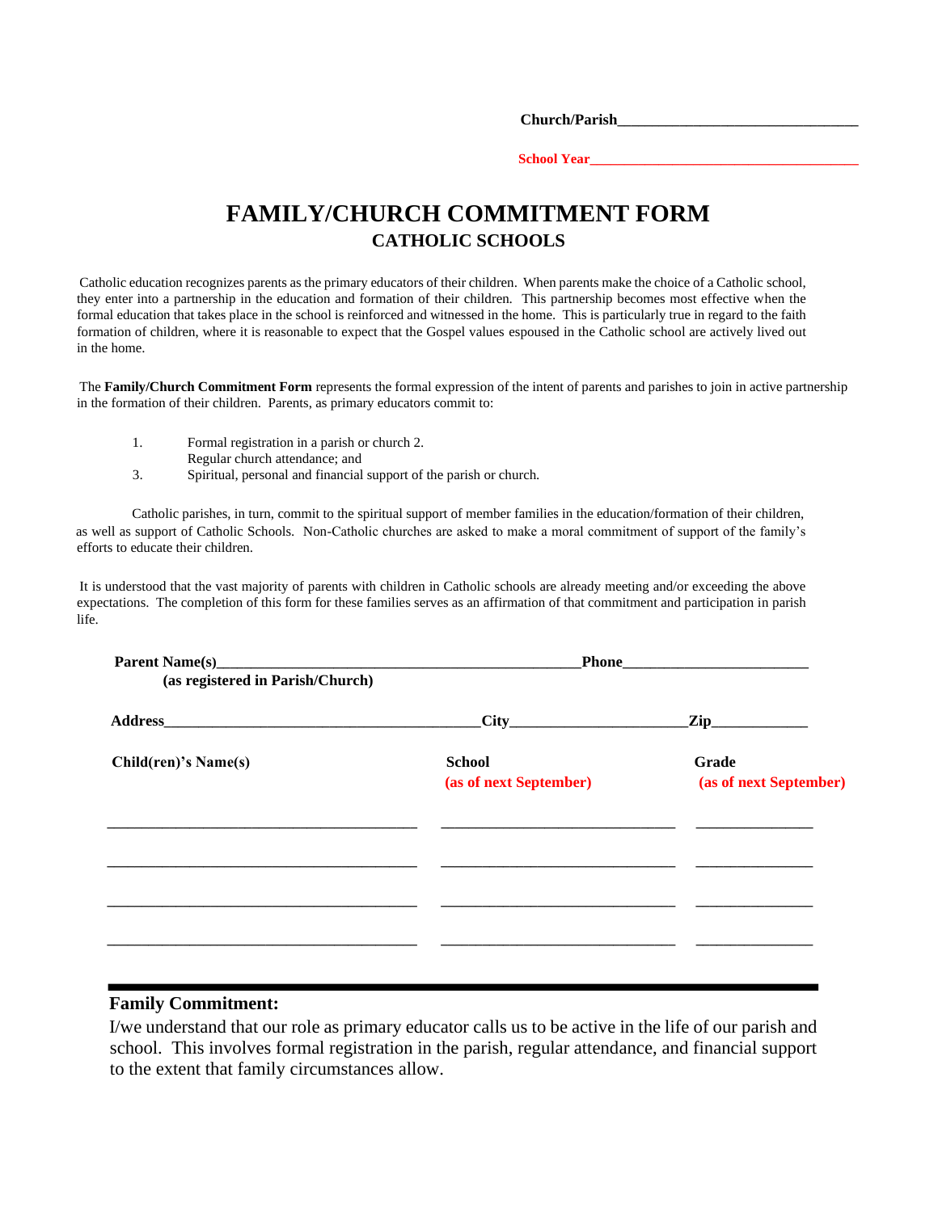**Church/Parish**________________________________

**School Year**____________________________________

# FAMILY/CHURCH COMMITMENT FORM

## CATHOLIC SCHOOLS

Catholic education recognizes parents as the primary educators of their children. When parents make the choice of a Catholic school, they enter into a partnership in the education and formation of their children. This partnership becomes most effective when the formal education that takes place in the school is reinforced and witnessed in the home. This is particularly true in regard to the faith formation of children, where it is reasonable to expect that the Gospel values espoused in the Catholic school are actively lived out in the home.

The **Family/Church Commitment Form** represents the formal expression of the intent of parents and parishes to join in active partnership in the formation of their children. Parents, as primary educators commit to:

1. Formal registration in a parish or church 2. Regular church attendance; and
3. Spiritual, personal and financial support of the parish or church.

Catholic parishes, in turn, commit to the spiritual support of member families in the education/formation of their children, as well as support of Catholic Schools. Non-Catholic churches are asked to make a moral commitment of support of the family's efforts to educate their children.

It is understood that the vast majority of parents with children in Catholic schools are already meeting and/or exceeding the above expectations. The completion of this form for these families serves as an affirmation of that commitment and participation in parish life.

**Parent Name(s)**_______________________________________________**Phone**________________________
**(as registered in Parish/Church)**

**Address**_________________________________________**City**_______________________**Zip**____________

| Child(ren)'s Name(s) | School (as of next September) | Grade (as of next September) |
|---|---|---|
| | | |
| | | |
| | | |
| | | |

---

**Family Commitment:**

I/we understand that our role as primary educator calls us to be active in the life of our parish and school. This involves formal registration in the parish, regular attendance, and financial support to the extent that family circumstances allow.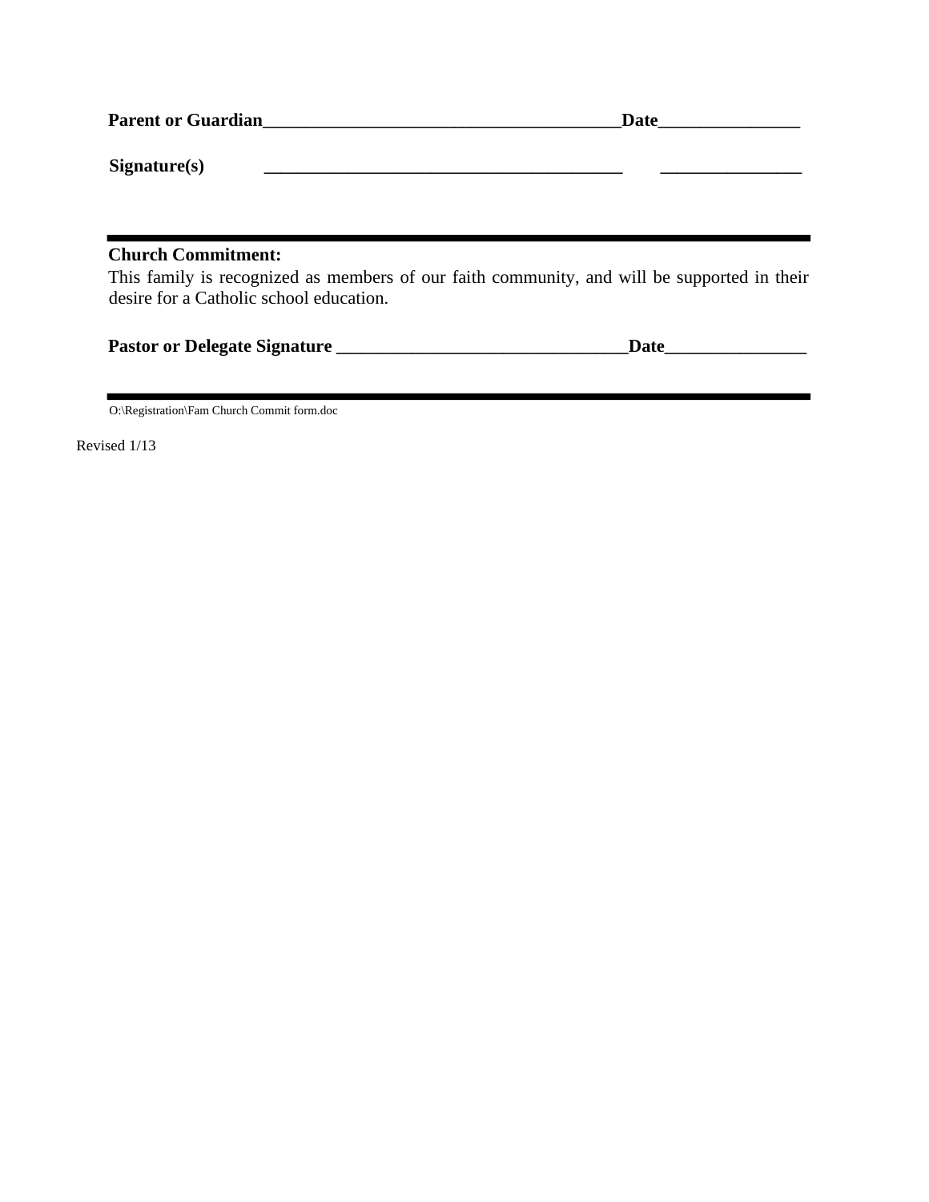**Parent or Guardian**_________________________________________**Date**________________

**Signature(s)** _________________________________________ ________________

---

**Church Commitment:**

This family is recognized as members of our faith community, and will be supported in their desire for a Catholic school education.

**Pastor or Delegate Signature** _________________________________**Date**________________

---

O:\Registration\Fam Church Commit form.doc

Revised 1/13